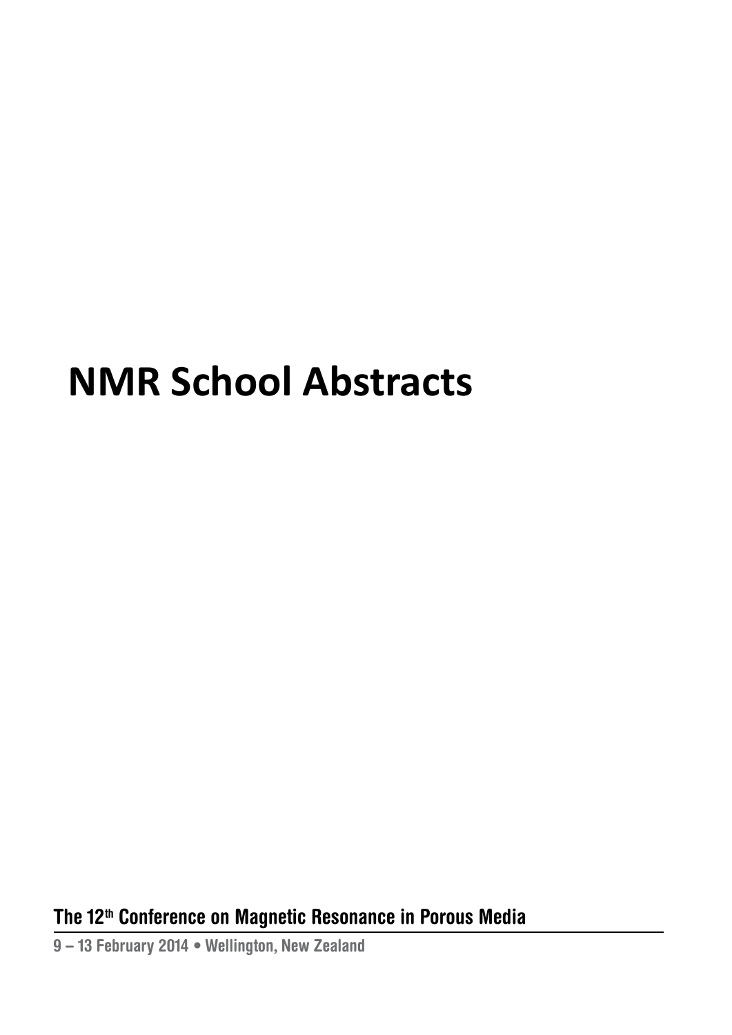# NMR School Abstracts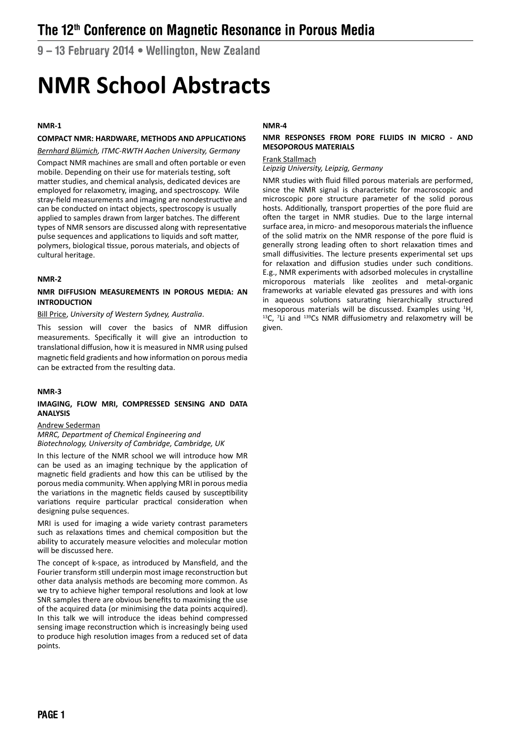# NMR School Abstracts

**NMR-1**

**COMPACT NMR: HARDWARE, METHODS AND APPLICATIONS**

*Bernhard Blümich, ITMC-RWTH Aachen University, Germany*

Compact NMR machines are small and often portable or even mobile. Depending on their use for materials testing, soft matter studies, and chemical analysis, dedicated devices are employed for relaxometry, imaging, and spectroscopy. Wile stray-field measurements and imaging are nondestructive and can be conducted on intact objects, spectroscopy is usually applied to samples drawn from larger batches. The different types of NMR sensors are discussed along with representative pulse sequences and applications to liquids and soft matter, polymers, biological tissue, porous materials, and objects of cultural heritage.

**NMR-2**

**NMR DIFFUSION MEASUREMENTS IN POROUS MEDIA: AN INTRODUCTION**

Bill Price, *University of Western Sydney, Australia*.

This session will cover the basics of NMR diffusion measurements. Specifically it will give an introduction to translational diffusion, how it is measured in NMR using pulsed magnetic field gradients and how information on porous media can be extracted from the resulting data.

**NMR-3**

**IMAGING, FLOW MRI, COMPRESSED SENSING AND DATA ANALYSIS**

Andrew Sederman

*MRRC, Department of Chemical Engineering and Biotechnology, University of Cambridge, Cambridge, UK*

In this lecture of the NMR school we will introduce how MR can be used as an imaging technique by the application of magnetic field gradients and how this can be utilised by the porous media community. When applying MRI in porous media the variations in the magnetic fields caused by susceptibility variations require particular practical consideration when designing pulse sequences.

MRI is used for imaging a wide variety contrast parameters such as relaxations times and chemical composition but the ability to accurately measure velocities and molecular motion will be discussed here.

The concept of k-space, as introduced by Mansfield, and the Fourier transform still underpin most image reconstruction but other data analysis methods are becoming more common. As we try to achieve higher temporal resolutions and look at low SNR samples there are obvious benefits to maximising the use of the acquired data (or minimising the data points acquired). In this talk we will introduce the ideas behind compressed sensing image reconstruction which is increasingly being used to produce high resolution images from a reduced set of data points.

**NMR-4**

**NMR RESPONSES FROM PORE FLUIDS IN MICRO - AND MESOPOROUS MATERIALS**

Frank Stallmach

*Leipzig University, Leipzig, Germany*

NMR studies with fluid filled porous materials are performed, since the NMR signal is characteristic for macroscopic and microscopic pore structure parameter of the solid porous hosts. Additionally, transport properties of the pore fluid are often the target in NMR studies. Due to the large internal surface area, in micro- and mesoporous materials the influence of the solid matrix on the NMR response of the pore fluid is generally strong leading often to short relaxation times and small diffusivities. The lecture presents experimental set ups for relaxation and diffusion studies under such conditions. E.g., NMR experiments with adsorbed molecules in crystalline microporous materials like zeolites and metal-organic frameworks at variable elevated gas pressures and with ions in aqueous solutions saturating hierarchically structured mesoporous materials will be discussed. Examples using $^{1}H$, $^{13}C$, $^{7}Li$ and $^{139}Cs$ NMR diffusiometry and relaxometry will be given.